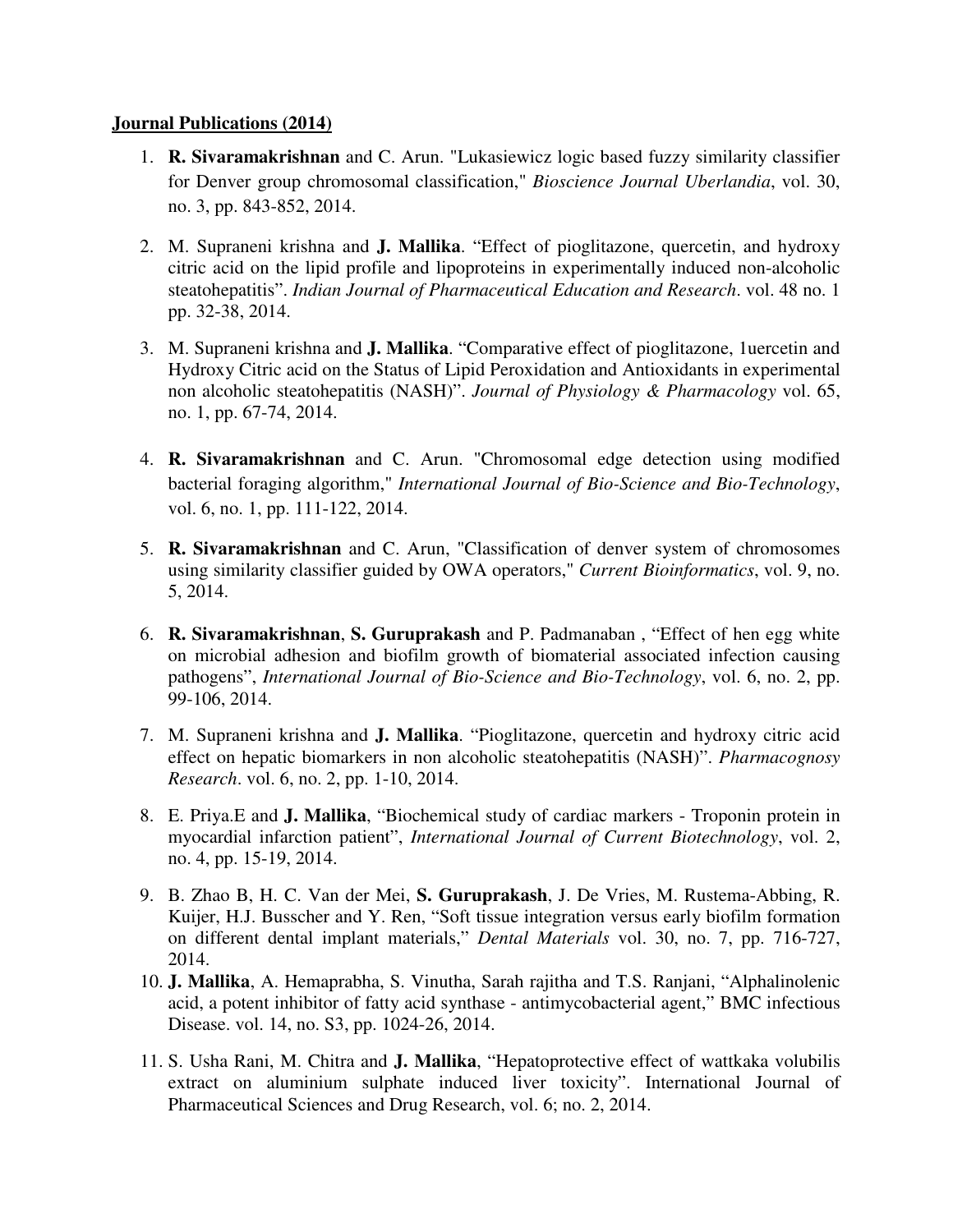**Journal Publications (2014)**

1. **R. Sivaramakrishnan** and C. Arun. "Lukasiewicz logic based fuzzy similarity classifier for Denver group chromosomal classification," *Bioscience Journal Uberlandia*, vol. 30, no. 3, pp. 843-852, 2014.

2. M. Supraneni krishna and **J. Mallika**. "Effect of pioglitazone, quercetin, and hydroxy citric acid on the lipid profile and lipoproteins in experimentally induced non-alcoholic steatohepatitis". *Indian Journal of Pharmaceutical Education and Research*. vol. 48 no. 1 pp. 32-38, 2014.

3. M. Supraneni krishna and **J. Mallika**. "Comparative effect of pioglitazone, 1uercetin and Hydroxy Citric acid on the Status of Lipid Peroxidation and Antioxidants in experimental non alcoholic steatohepatitis (NASH)". *Journal of Physiology & Pharmacology* vol. 65, no. 1, pp. 67-74, 2014.

4. **R. Sivaramakrishnan** and C. Arun. "Chromosomal edge detection using modified bacterial foraging algorithm," *International Journal of Bio-Science and Bio-Technology*, vol. 6, no. 1, pp. 111-122, 2014.

5. **R. Sivaramakrishnan** and C. Arun, "Classification of denver system of chromosomes using similarity classifier guided by OWA operators," *Current Bioinformatics*, vol. 9, no. 5, 2014.

6. **R. Sivaramakrishnan**, **S. Guruprakash** and P. Padmanaban , "Effect of hen egg white on microbial adhesion and biofilm growth of biomaterial associated infection causing pathogens", *International Journal of Bio-Science and Bio-Technology*, vol. 6, no. 2, pp. 99-106, 2014.

7. M. Supraneni krishna and **J. Mallika**. "Pioglitazone, quercetin and hydroxy citric acid effect on hepatic biomarkers in non alcoholic steatohepatitis (NASH)". *Pharmacognosy Research*. vol. 6, no. 2, pp. 1-10, 2014.

8. E. Priya.E and **J. Mallika**, "Biochemical study of cardiac markers - Troponin protein in myocardial infarction patient", *International Journal of Current Biotechnology*, vol. 2, no. 4, pp. 15-19, 2014.

9. B. Zhao B, H. C. Van der Mei, **S. Guruprakash**, J. De Vries, M. Rustema-Abbing, R. Kuijer, H.J. Busscher and Y. Ren, "Soft tissue integration versus early biofilm formation on different dental implant materials," *Dental Materials* vol. 30, no. 7, pp. 716-727, 2014.

10. **J. Mallika**, A. Hemaprabha, S. Vinutha, Sarah rajitha and T.S. Ranjani, "Alphalinolenic acid, a potent inhibitor of fatty acid synthase - antimycobacterial agent," BMC infectious Disease. vol. 14, no. S3, pp. 1024-26, 2014.

11. S. Usha Rani, M. Chitra and **J. Mallika**, "Hepatoprotective effect of wattkaka volubilis extract on aluminium sulphate induced liver toxicity". International Journal of Pharmaceutical Sciences and Drug Research, vol. 6; no. 2, 2014.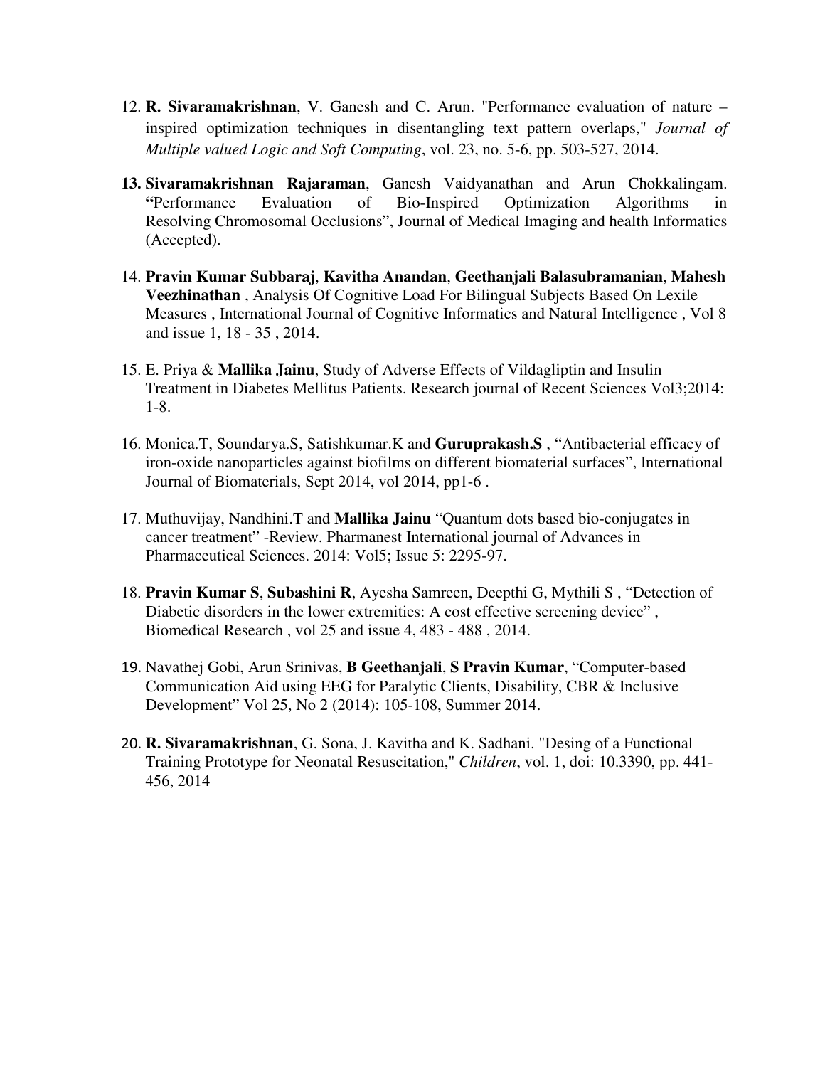12. **R. Sivaramakrishnan**, V. Ganesh and C. Arun. "Performance evaluation of nature – inspired optimization techniques in disentangling text pattern overlaps," *Journal of Multiple valued Logic and Soft Computing*, vol. 23, no. 5-6, pp. 503-527, 2014.

13. **Sivaramakrishnan Rajaraman**, Ganesh Vaidyanathan and Arun Chokkalingam. **"**Performance Evaluation of Bio-Inspired Optimization Algorithms in Resolving Chromosomal Occlusions", Journal of Medical Imaging and health Informatics (Accepted).

14. **Pravin Kumar Subbaraj**, **Kavitha Anandan**, **Geethanjali Balasubramanian**, **Mahesh Veezhinathan** , Analysis Of Cognitive Load For Bilingual Subjects Based On Lexile Measures , International Journal of Cognitive Informatics and Natural Intelligence , Vol 8 and issue 1, 18 - 35 , 2014.

15. E. Priya & **Mallika Jainu**, Study of Adverse Effects of Vildagliptin and Insulin Treatment in Diabetes Mellitus Patients. Research journal of Recent Sciences Vol3;2014: 1-8.

16. Monica.T, Soundarya.S, Satishkumar.K and **Guruprakash.S** , "Antibacterial efficacy of iron-oxide nanoparticles against biofilms on different biomaterial surfaces", International Journal of Biomaterials, Sept 2014, vol 2014, pp1-6 .

17. Muthuvijay, Nandhini.T and **Mallika Jainu** "Quantum dots based bio-conjugates in cancer treatment" -Review. Pharmanest International journal of Advances in Pharmaceutical Sciences. 2014: Vol5; Issue 5: 2295-97.

18. **Pravin Kumar S**, **Subashini R**, Ayesha Samreen, Deepthi G, Mythili S , "Detection of Diabetic disorders in the lower extremities: A cost effective screening device" , Biomedical Research , vol 25 and issue 4, 483 - 488 , 2014.

19. Navathej Gobi, Arun Srinivas, **B Geethanjali**, **S Pravin Kumar**, "Computer-based Communication Aid using EEG for Paralytic Clients, Disability, CBR & Inclusive Development" Vol 25, No 2 (2014): 105-108, Summer 2014.

20. **R. Sivaramakrishnan**, G. Sona, J. Kavitha and K. Sadhani. "Desing of a Functional Training Prototype for Neonatal Resuscitation," *Children*, vol. 1, doi: 10.3390, pp. 441-456, 2014